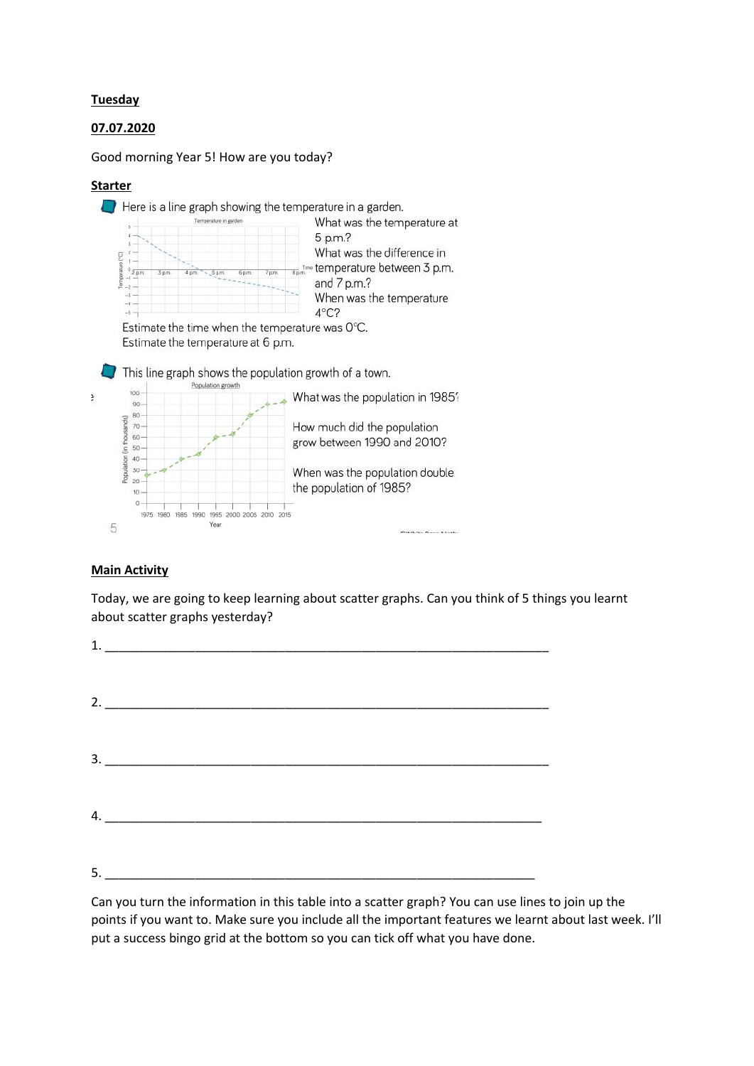**Tuesday**

**07.07.2020**

Good morning Year 5! How are you today?

**Starter**

Here is a line graph showing the temperature in a garden.

Temperature in garden

Temperature (°C)

5
4
3
2
1
0
−1
−2
−3
−4
−5

2 p.m. 3 p.m. 4 p.m. 5 p.m. 6 p.m. 7 p.m. 8 p.m.

Time

What was the temperature at 5 p.m.?

What was the difference in temperature between 3 p.m. and 7 p.m.?

When was the temperature 4°C?

Estimate the time when the temperature was 0°C.

Estimate the temperature at 6 p.m.

This line graph shows the population growth of a town.

Population growth

Population (in thousands)

100
90
80
70
60
50
40
30
20
10
0

1975 1980 1985 1990 1995 2000 2005 2010 2015

Year

What was the population in 1985?

How much did the population grow between 1990 and 2010?

When was the population double the population of 1985?

**Main Activity**

Today, we are going to keep learning about scatter graphs. Can you think of 5 things you learnt about scatter graphs yesterday?

1. ________________________________________________________________

2. ________________________________________________________________

3. ________________________________________________________________

4. ________________________________________________________________

5. ________________________________________________________________

Can you turn the information in this table into a scatter graph? You can use lines to join up the points if you want to. Make sure you include all the important features we learnt about last week. I'll put a success bingo grid at the bottom so you can tick off what you have done.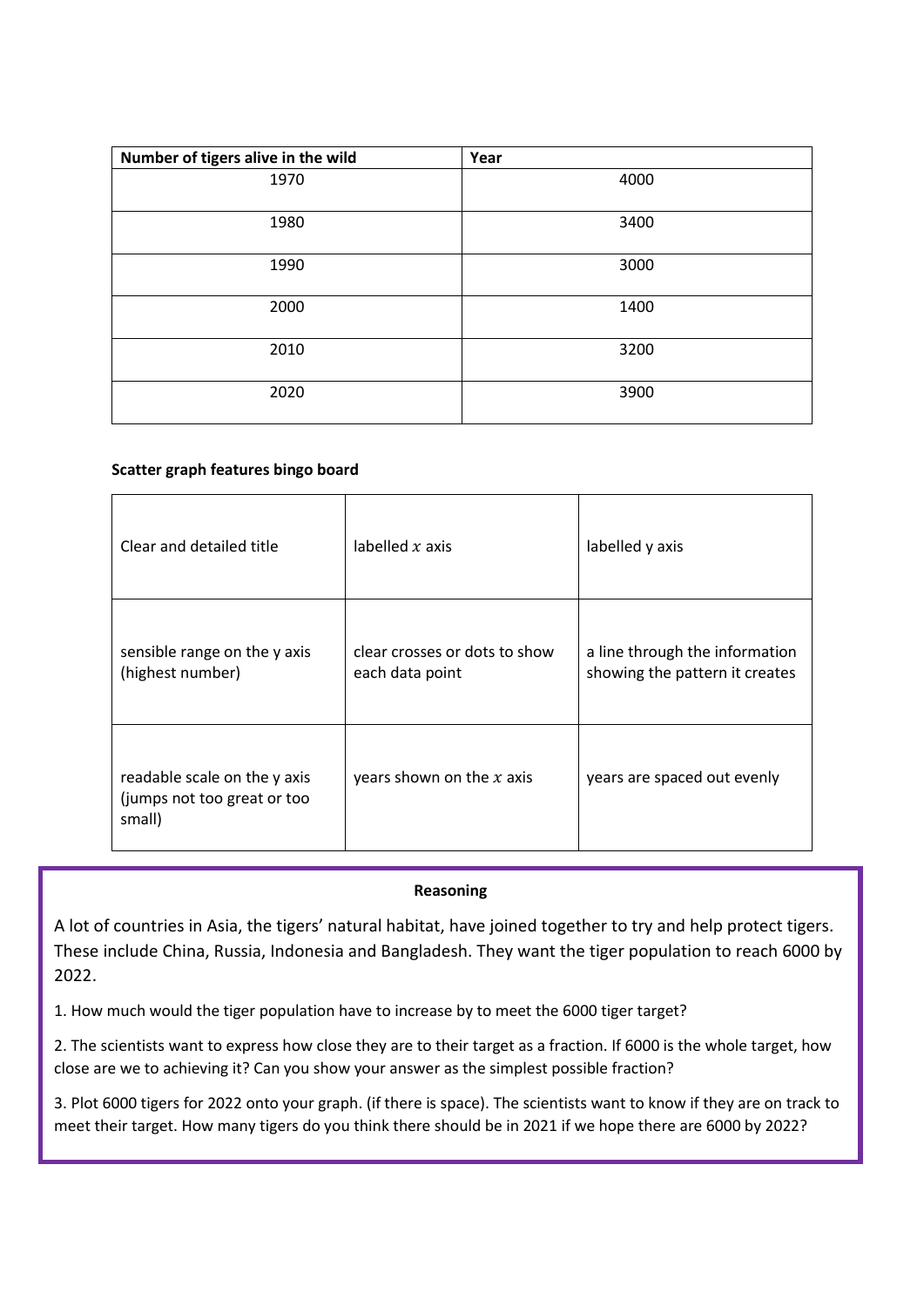| Number of tigers alive in the wild | Year |
|---|---|
| 1970 | 4000 |
| 1980 | 3400 |
| 1990 | 3000 |
| 2000 | 1400 |
| 2010 | 3200 |
| 2020 | 3900 |

**Scatter graph features bingo board**

| | | |
|---|---|---|
| Clear and detailed title | labelled $x$ axis | labelled y axis |
| sensible range on the y axis (highest number) | clear crosses or dots to show each data point | a line through the information showing the pattern it creates |
| readable scale on the y axis (jumps not too great or too small) | years shown on the $x$ axis | years are spaced out evenly |

**Reasoning**

A lot of countries in Asia, the tigers' natural habitat, have joined together to try and help protect tigers. These include China, Russia, Indonesia and Bangladesh. They want the tiger population to reach 6000 by 2022.

1. How much would the tiger population have to increase by to meet the 6000 tiger target?

2. The scientists want to express how close they are to their target as a fraction. If 6000 is the whole target, how close are we to achieving it? Can you show your answer as the simplest possible fraction?

3. Plot 6000 tigers for 2022 onto your graph. (if there is space). The scientists want to know if they are on track to meet their target. How many tigers do you think there should be in 2021 if we hope there are 6000 by 2022?